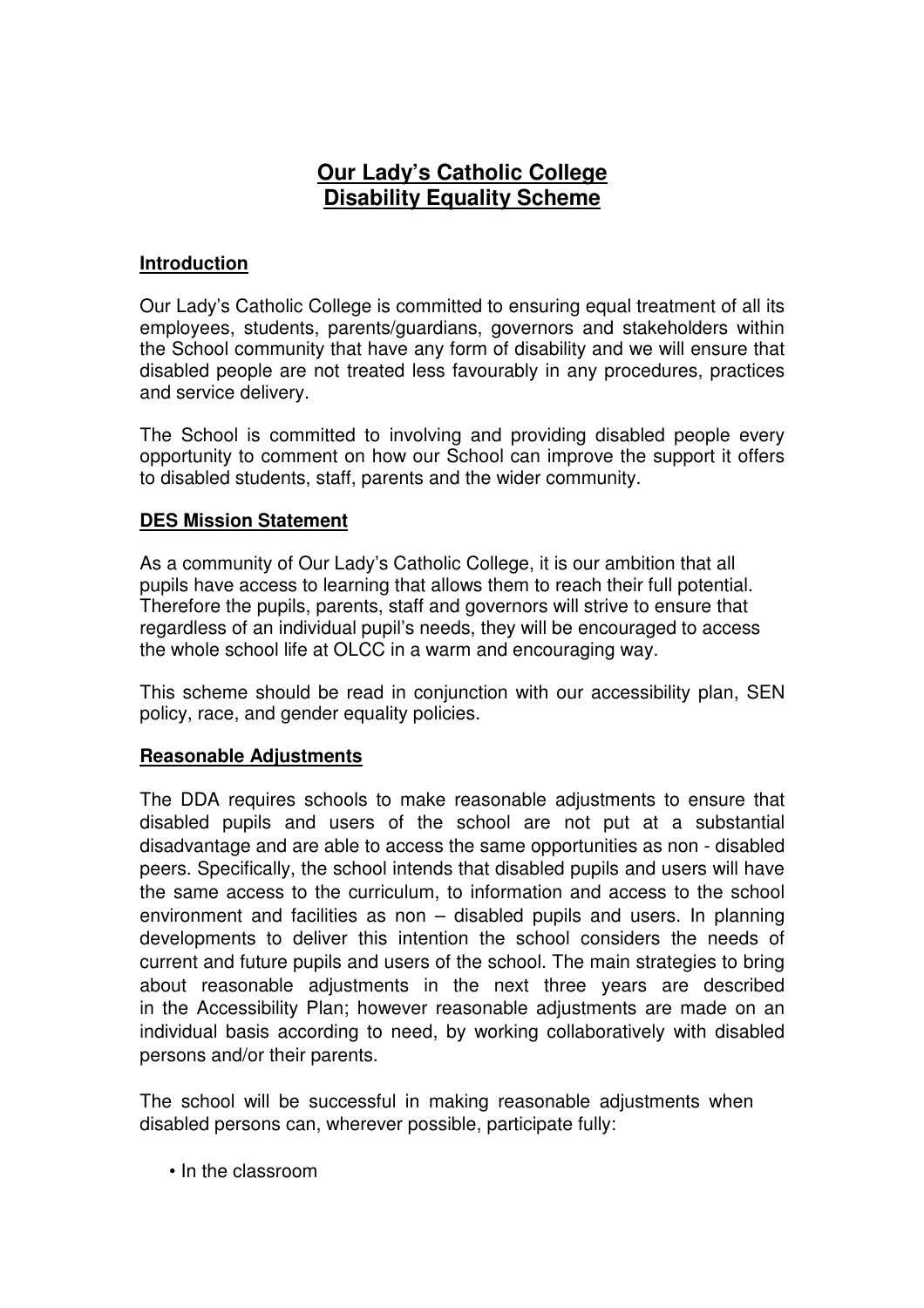# Our Lady's Catholic College
# Disability Equality Scheme

## Introduction

Our Lady's Catholic College is committed to ensuring equal treatment of all its employees, students, parents/guardians, governors and stakeholders within the School community that have any form of disability and we will ensure that disabled people are not treated less favourably in any procedures, practices and service delivery.

The School is committed to involving and providing disabled people every opportunity to comment on how our School can improve the support it offers to disabled students, staff, parents and the wider community.

## DES Mission Statement

As a community of Our Lady's Catholic College, it is our ambition that all pupils have access to learning that allows them to reach their full potential. Therefore the pupils, parents, staff and governors will strive to ensure that regardless of an individual pupil's needs, they will be encouraged to access the whole school life at OLCC in a warm and encouraging way.

This scheme should be read in conjunction with our accessibility plan, SEN policy, race, and gender equality policies.

## Reasonable Adjustments

The DDA requires schools to make reasonable adjustments to ensure that disabled pupils and users of the school are not put at a substantial disadvantage and are able to access the same opportunities as non - disabled peers. Specifically, the school intends that disabled pupils and users will have the same access to the curriculum, to information and access to the school environment and facilities as non – disabled pupils and users. In planning developments to deliver this intention the school considers the needs of current and future pupils and users of the school. The main strategies to bring about reasonable adjustments in the next three years are described in the Accessibility Plan; however reasonable adjustments are made on an individual basis according to need, by working collaboratively with disabled persons and/or their parents.

The school will be successful in making reasonable adjustments when disabled persons can, wherever possible, participate fully:

- In the classroom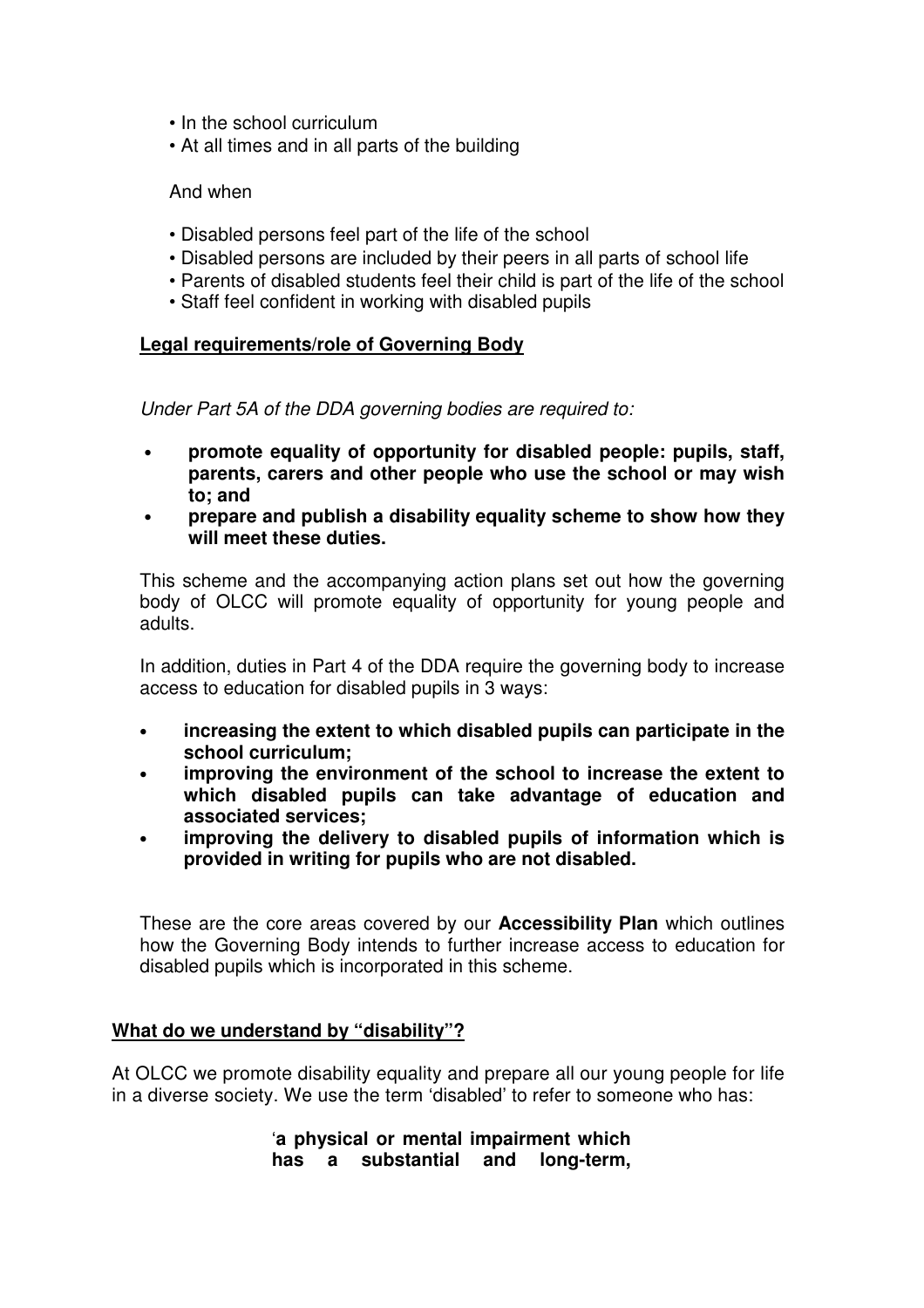- In the school curriculum
- At all times and in all parts of the building

And when

- Disabled persons feel part of the life of the school
- Disabled persons are included by their peers in all parts of school life
- Parents of disabled students feel their child is part of the life of the school
- Staff feel confident in working with disabled pupils

**Legal requirements/role of Governing Body**

*Under Part 5A of the DDA governing bodies are required to:*

- **promote equality of opportunity for disabled people: pupils, staff, parents, carers and other people who use the school or may wish to; and**
- **prepare and publish a disability equality scheme to show how they will meet these duties.**

This scheme and the accompanying action plans set out how the governing body of OLCC will promote equality of opportunity for young people and adults.

In addition, duties in Part 4 of the DDA require the governing body to increase access to education for disabled pupils in 3 ways:

- **increasing the extent to which disabled pupils can participate in the school curriculum;**
- **improving the environment of the school to increase the extent to which disabled pupils can take advantage of education and associated services;**
- **improving the delivery to disabled pupils of information which is provided in writing for pupils who are not disabled.**

These are the core areas covered by our **Accessibility Plan** which outlines how the Governing Body intends to further increase access to education for disabled pupils which is incorporated in this scheme.

**What do we understand by "disability"?**

At OLCC we promote disability equality and prepare all our young people for life in a diverse society. We use the term 'disabled' to refer to someone who has:

'**a physical or mental impairment which has a substantial and long-term,**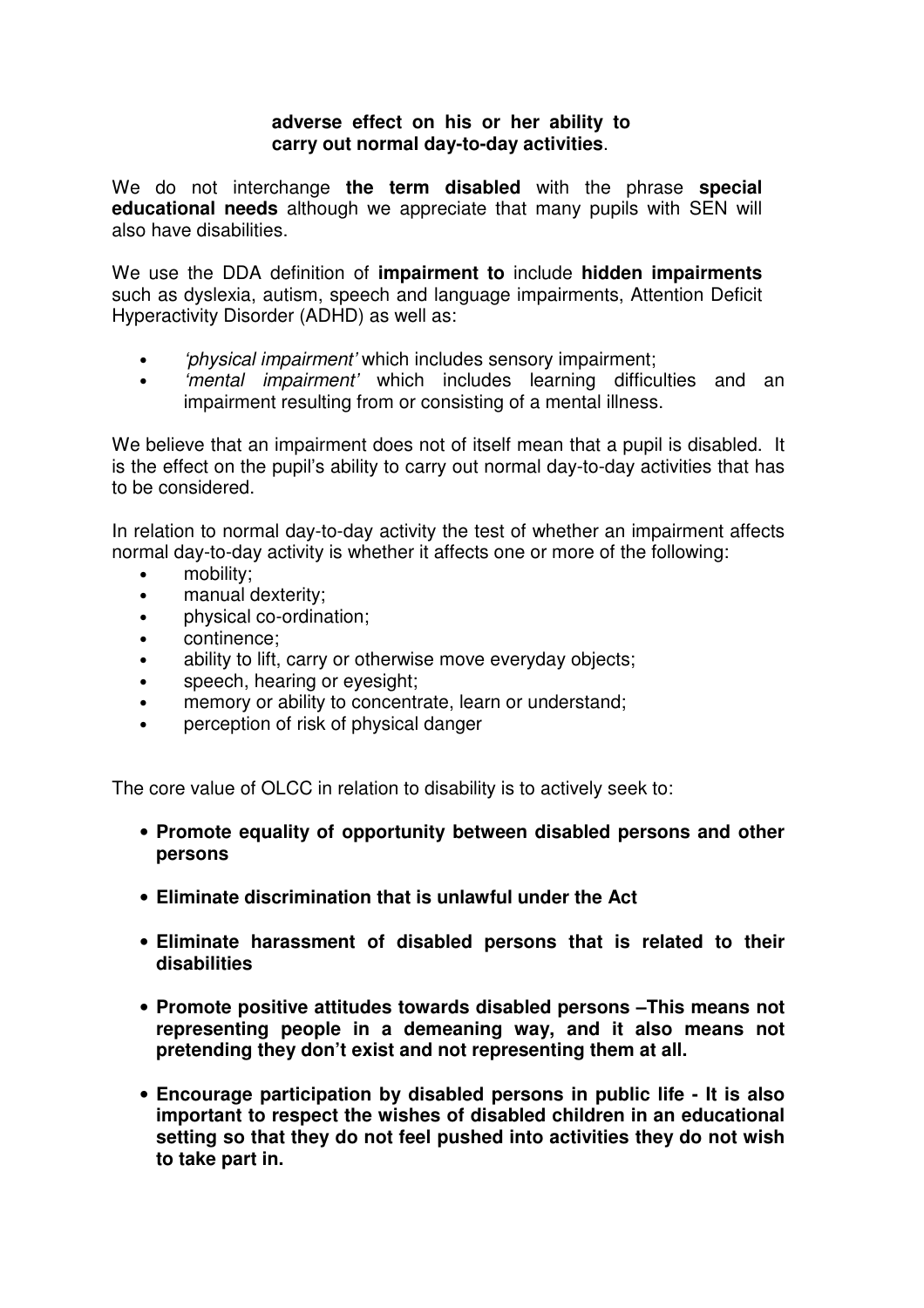**adverse effect on his or her ability to carry out normal day-to-day activities**.

We do not interchange **the term disabled** with the phrase **special educational needs** although we appreciate that many pupils with SEN will also have disabilities.

We use the DDA definition of **impairment to** include **hidden impairments** such as dyslexia, autism, speech and language impairments, Attention Deficit Hyperactivity Disorder (ADHD) as well as:

- *'physical impairment'* which includes sensory impairment;
- *'mental impairment'* which includes learning difficulties and an impairment resulting from or consisting of a mental illness.

We believe that an impairment does not of itself mean that a pupil is disabled. It is the effect on the pupil's ability to carry out normal day-to-day activities that has to be considered.

In relation to normal day-to-day activity the test of whether an impairment affects normal day-to-day activity is whether it affects one or more of the following:

- mobility;
- manual dexterity;
- physical co-ordination;
- continence;
- ability to lift, carry or otherwise move everyday objects;
- speech, hearing or eyesight;
- memory or ability to concentrate, learn or understand;
- perception of risk of physical danger

The core value of OLCC in relation to disability is to actively seek to:

- **Promote equality of opportunity between disabled persons and other persons**
- **Eliminate discrimination that is unlawful under the Act**
- **Eliminate harassment of disabled persons that is related to their disabilities**
- **Promote positive attitudes towards disabled persons –This means not representing people in a demeaning way, and it also means not pretending they don't exist and not representing them at all.**
- **Encourage participation by disabled persons in public life - It is also important to respect the wishes of disabled children in an educational setting so that they do not feel pushed into activities they do not wish to take part in.**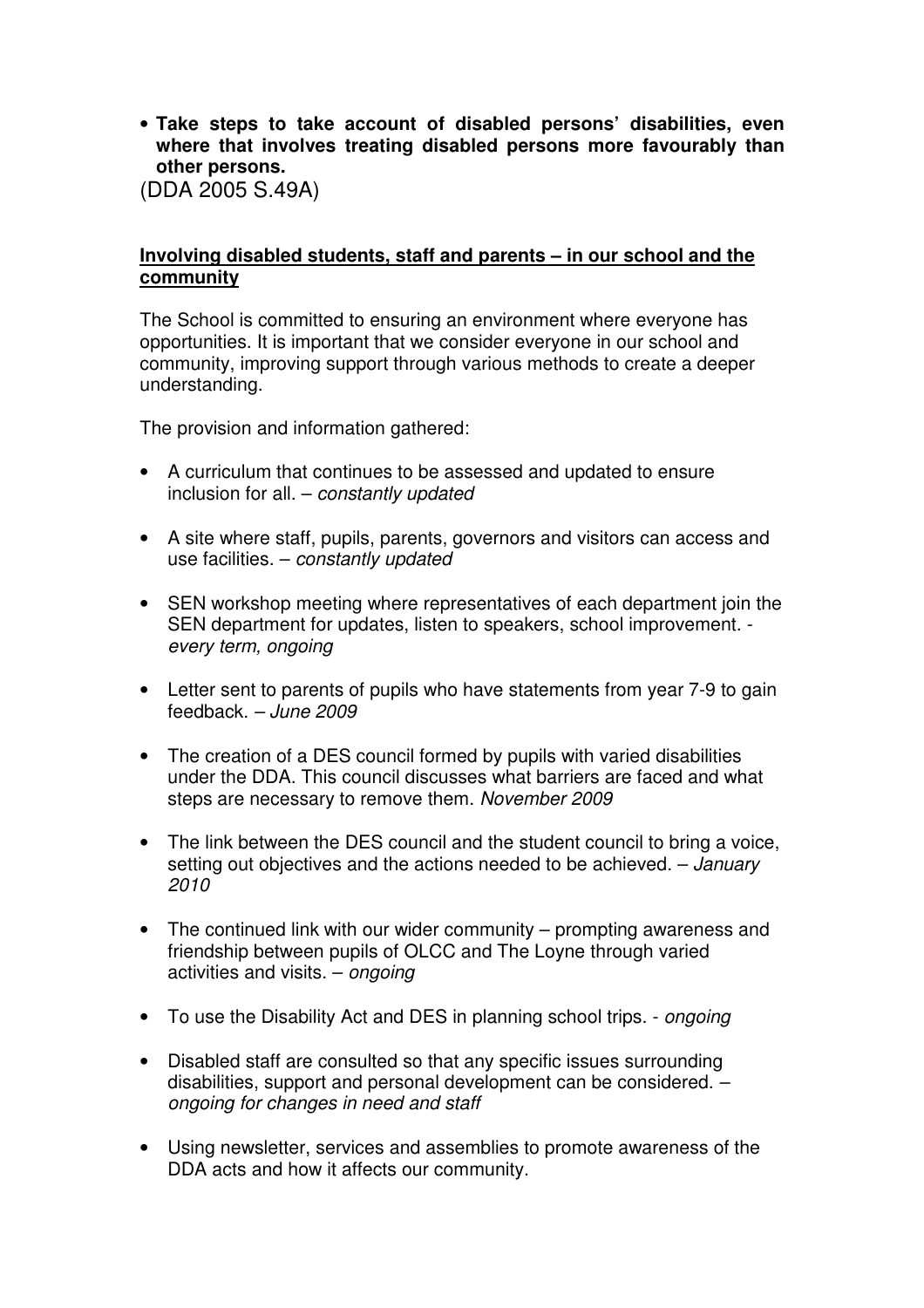- **Take steps to take account of disabled persons' disabilities, even where that involves treating disabled persons more favourably than other persons.**

(DDA 2005 S.49A)

**Involving disabled students, staff and parents – in our school and the community**

The School is committed to ensuring an environment where everyone has opportunities. It is important that we consider everyone in our school and community, improving support through various methods to create a deeper understanding.

The provision and information gathered:

- A curriculum that continues to be assessed and updated to ensure inclusion for all. – *constantly updated*
- A site where staff, pupils, parents, governors and visitors can access and use facilities. – *constantly updated*
- SEN workshop meeting where representatives of each department join the SEN department for updates, listen to speakers, school improvement. - *every term, ongoing*
- Letter sent to parents of pupils who have statements from year 7-9 to gain feedback. – *June 2009*
- The creation of a DES council formed by pupils with varied disabilities under the DDA. This council discusses what barriers are faced and what steps are necessary to remove them. *November 2009*
- The link between the DES council and the student council to bring a voice, setting out objectives and the actions needed to be achieved. – *January 2010*
- The continued link with our wider community – prompting awareness and friendship between pupils of OLCC and The Loyne through varied activities and visits. – *ongoing*
- To use the Disability Act and DES in planning school trips. - *ongoing*
- Disabled staff are consulted so that any specific issues surrounding disabilities, support and personal development can be considered. – *ongoing for changes in need and staff*
- Using newsletter, services and assemblies to promote awareness of the DDA acts and how it affects our community.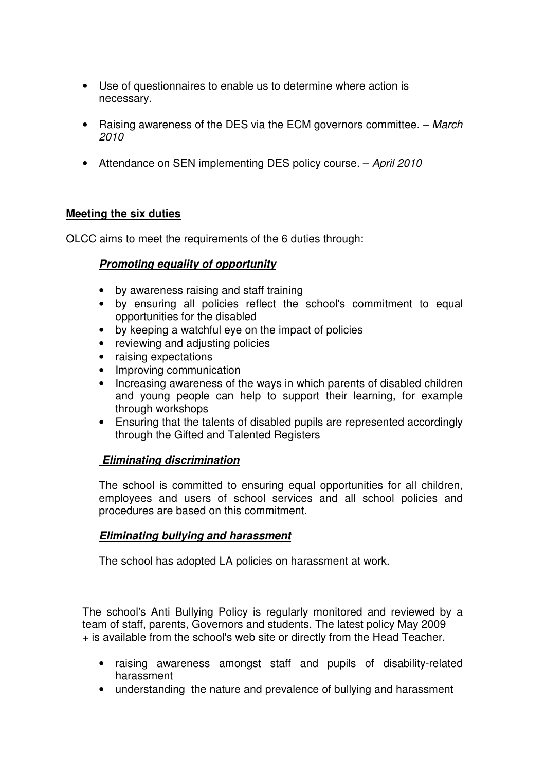- Use of questionnaires to enable us to determine where action is necessary.
- Raising awareness of the DES via the ECM governors committee. – *March 2010*
- Attendance on SEN implementing DES policy course. – *April 2010*

**Meeting the six duties**

OLCC aims to meet the requirements of the 6 duties through:

***Promoting equality of opportunity***

- by awareness raising and staff training
- by ensuring all policies reflect the school's commitment to equal opportunities for the disabled
- by keeping a watchful eye on the impact of policies
- reviewing and adjusting policies
- raising expectations
- Improving communication
- Increasing awareness of the ways in which parents of disabled children and young people can help to support their learning, for example through workshops
- Ensuring that the talents of disabled pupils are represented accordingly through the Gifted and Talented Registers

***Eliminating discrimination***

The school is committed to ensuring equal opportunities for all children, employees and users of school services and all school policies and procedures are based on this commitment.

***Eliminating bullying and harassment***

The school has adopted LA policies on harassment at work.

The school's Anti Bullying Policy is regularly monitored and reviewed by a team of staff, parents, Governors and students. The latest policy May 2009 + is available from the school's web site or directly from the Head Teacher.

- raising awareness amongst staff and pupils of disability-related harassment
- understanding the nature and prevalence of bullying and harassment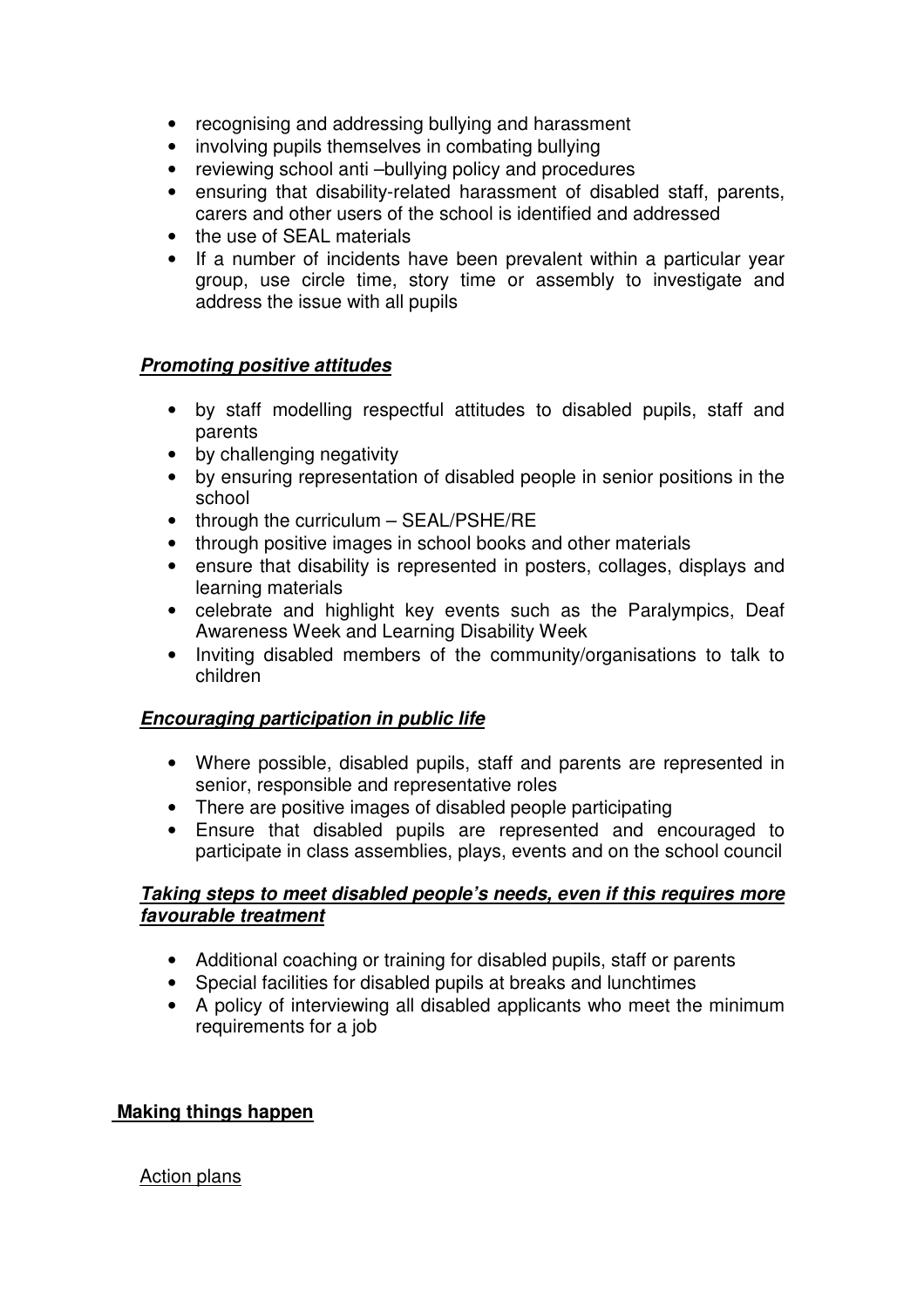- recognising and addressing bullying and harassment
- involving pupils themselves in combating bullying
- reviewing school anti –bullying policy and procedures
- ensuring that disability-related harassment of disabled staff, parents, carers and other users of the school is identified and addressed
- the use of SEAL materials
- If a number of incidents have been prevalent within a particular year group, use circle time, story time or assembly to investigate and address the issue with all pupils

***Promoting positive attitudes***

- by staff modelling respectful attitudes to disabled pupils, staff and parents
- by challenging negativity
- by ensuring representation of disabled people in senior positions in the school
- through the curriculum – SEAL/PSHE/RE
- through positive images in school books and other materials
- ensure that disability is represented in posters, collages, displays and learning materials
- celebrate and highlight key events such as the Paralympics, Deaf Awareness Week and Learning Disability Week
- Inviting disabled members of the community/organisations to talk to children

***Encouraging participation in public life***

- Where possible, disabled pupils, staff and parents are represented in senior, responsible and representative roles
- There are positive images of disabled people participating
- Ensure that disabled pupils are represented and encouraged to participate in class assemblies, plays, events and on the school council

***Taking steps to meet disabled people's needs, even if this requires more favourable treatment***

- Additional coaching or training for disabled pupils, staff or parents
- Special facilities for disabled pupils at breaks and lunchtimes
- A policy of interviewing all disabled applicants who meet the minimum requirements for a job

**Making things happen**

Action plans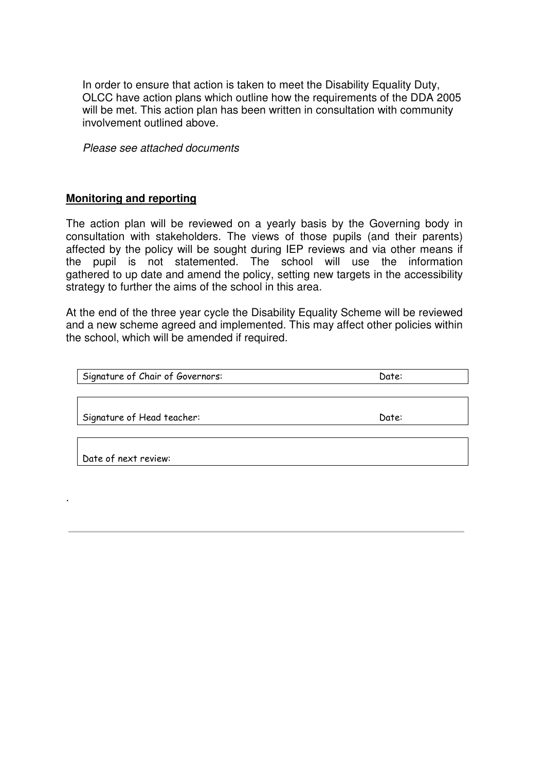In order to ensure that action is taken to meet the Disability Equality Duty, OLCC have action plans which outline how the requirements of the DDA 2005 will be met. This action plan has been written in consultation with community involvement outlined above.

*Please see attached documents*

**Monitoring and reporting**

The action plan will be reviewed on a yearly basis by the Governing body in consultation with stakeholders. The views of those pupils (and their parents) affected by the policy will be sought during IEP reviews and via other means if the pupil is not statemented. The school will use the information gathered to up date and amend the policy, setting new targets in the accessibility strategy to further the aims of the school in this area.

At the end of the three year cycle the Disability Equality Scheme will be reviewed and a new scheme agreed and implemented. This may affect other policies within the school, which will be amended if required.

| | |
|---|---|
| Signature of Chair of Governors: | Date: |

| | |
|---|---|
| Signature of Head teacher: | Date: |

| |
|---|
| Date of next review: |

.